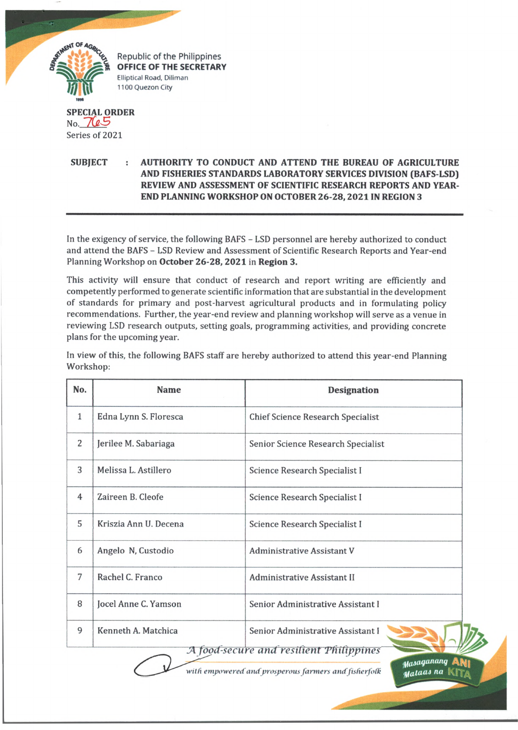Republic of the Philippines
**OFFICE OF THE SECRETARY**
Elliptical Road, Diliman
1100 Quezon City

**SPECIAL ORDER**
No. 765
Series of 2021

**SUBJECT : AUTHORITY TO CONDUCT AND ATTEND THE BUREAU OF AGRICULTURE AND FISHERIES STANDARDS LABORATORY SERVICES DIVISION (BAFS-LSD) REVIEW AND ASSESSMENT OF SCIENTIFIC RESEARCH REPORTS AND YEAR-END PLANNING WORKSHOP ON OCTOBER 26-28, 2021 IN REGION 3**

In the exigency of service, the following BAFS – LSD personnel are hereby authorized to conduct and attend the BAFS – LSD Review and Assessment of Scientific Research Reports and Year-end Planning Workshop on **October 26-28, 2021** in **Region 3.**

This activity will ensure that conduct of research and report writing are efficiently and competently performed to generate scientific information that are substantial in the development of standards for primary and post-harvest agricultural products and in formulating policy recommendations. Further, the year-end review and planning workshop will serve as a venue in reviewing LSD research outputs, setting goals, programming activities, and providing concrete plans for the upcoming year.

In view of this, the following BAFS staff are hereby authorized to attend this year-end Planning Workshop:

| No. | Name | Designation |
|---|---|---|
| 1 | Edna Lynn S. Floresca | Chief Science Research Specialist |
| 2 | Jerilee M. Sabariaga | Senior Science Research Specialist |
| 3 | Melissa L. Astillero | Science Research Specialist I |
| 4 | Zaireen B. Cleofe | Science Research Specialist I |
| 5 | Kriszia Ann U. Decena | Science Research Specialist I |
| 6 | Angelo N, Custodio | Administrative Assistant V |
| 7 | Rachel C. Franco | Administrative Assistant II |
| 8 | Jocel Anne C. Yamson | Senior Administrative Assistant I |
| 9 | Kenneth A. Matchica | Senior Administrative Assistant I |

*A food-secure and resilient Philippines*
*with empowered and prosperous farmers and fisherfolk*

Masaganang ANI Mataas na KITA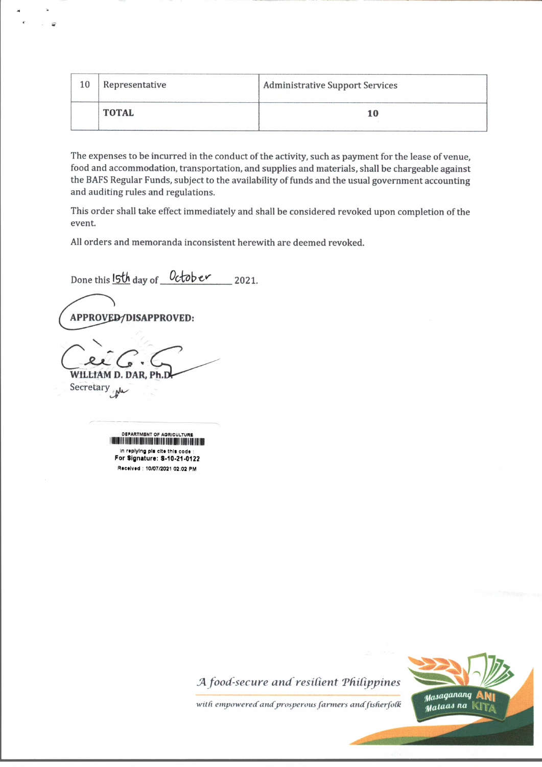| | | |
|---|---|---|
| 10 | Representative | Administrative Support Services |
| | **TOTAL** | **10** |

The expenses to be incurred in the conduct of the activity, such as payment for the lease of venue, food and accommodation, transportation, and supplies and materials, shall be chargeable against the BAFS Regular Funds, subject to the availability of funds and the usual government accounting and auditing rules and regulations.

This order shall take effect immediately and shall be considered revoked upon completion of the event.

All orders and memoranda inconsistent herewith are deemed revoked.

Done this 15th day of October 2021.

**APPROVED/DISAPPROVED:**

**WILLIAM D. DAR, Ph.D.**
Secretary

DEPARTMENT OF AGRICULTURE
In replying pls cite this code :
**For Signature: S-10-21-0122**
Received : 10/07/2021 02:02 PM

*A food-secure and resilient Philippines*
*with empowered and prosperous farmers and fisherfolk*

Masaganang ANI Mataas na KITA